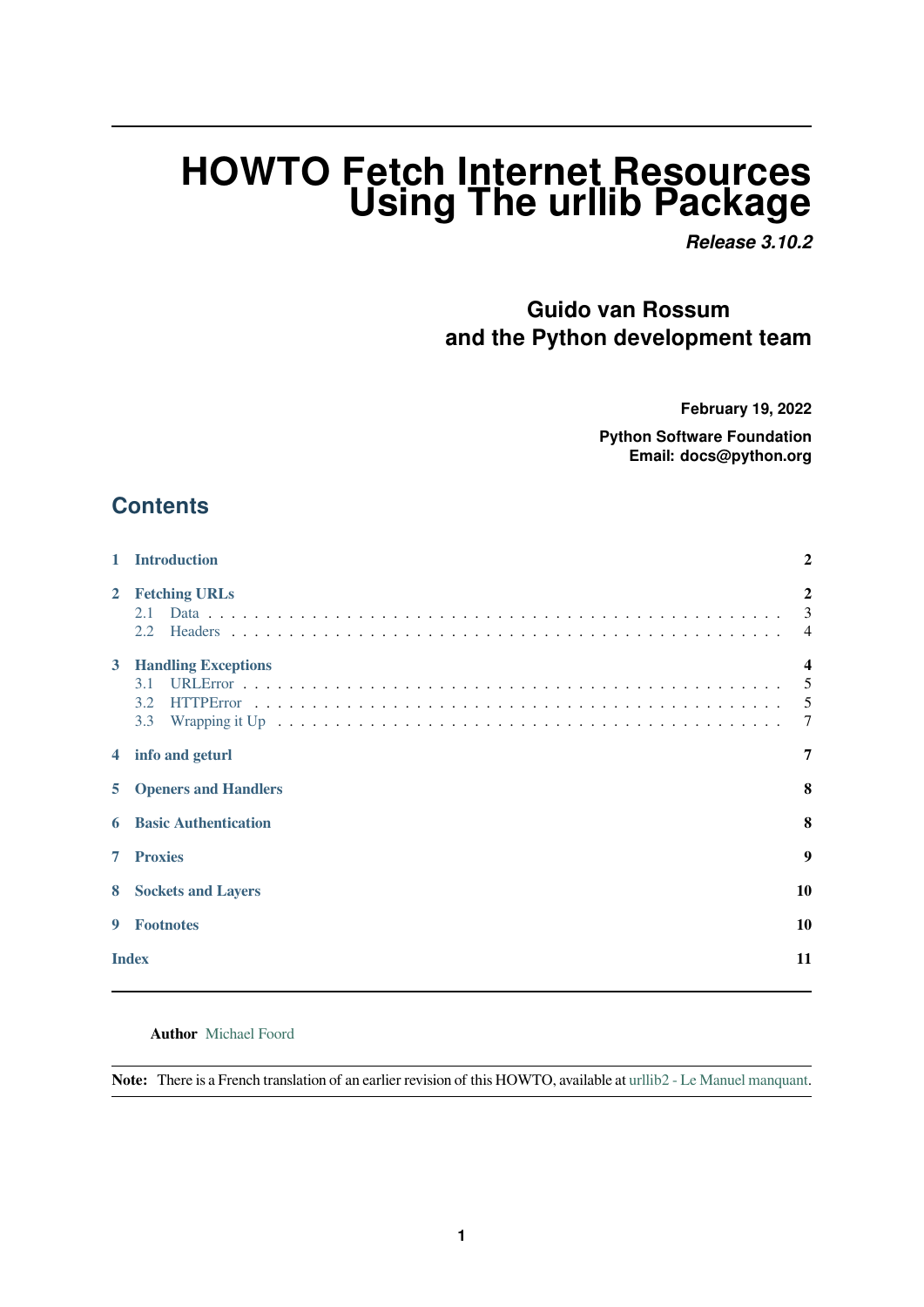# HOWTO Fetch Internet Resources Using The urllib Package

***Release 3.10.2***

**Guido van Rossum
and the Python development team**

**February 19, 2022**

**Python Software Foundation
Email: docs@python.org**

## Contents

**1 Introduction** 2

**2 Fetching URLs** 2
- 2.1 Data . . . 3
- 2.2 Headers . . . 4

**3 Handling Exceptions** 4
- 3.1 URLError . . . 5
- 3.2 HTTPError . . . 5
- 3.3 Wrapping it Up . . . 7

**4 info and geturl** 7

**5 Openers and Handlers** 8

**6 Basic Authentication** 8

**7 Proxies** 9

**8 Sockets and Layers** 10

**9 Footnotes** 10

**Index** 11

---

**Author** Michael Foord

**Note:** There is a French translation of an earlier revision of this HOWTO, available at urllib2 - Le Manuel manquant.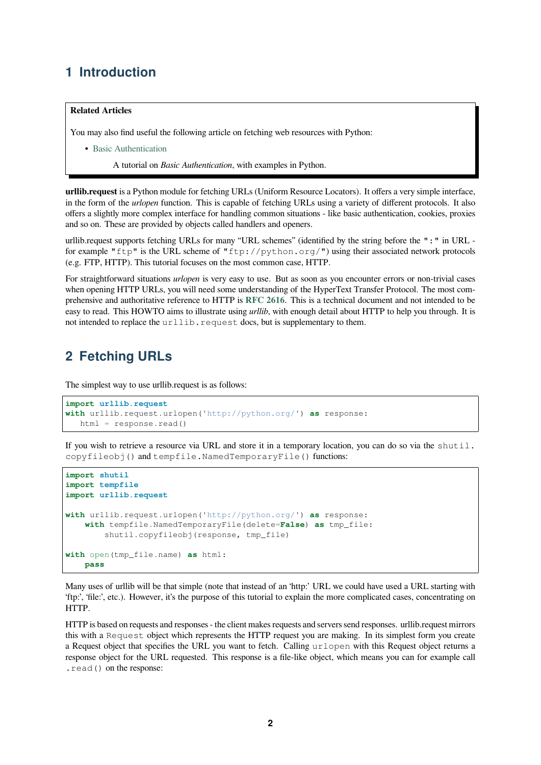## 1 Introduction

> **Related Articles**
>
> You may also find useful the following article on fetching web resources with Python:
>
> - Basic Authentication
>
>   A tutorial on *Basic Authentication*, with examples in Python.

**urllib.request** is a Python module for fetching URLs (Uniform Resource Locators). It offers a very simple interface, in the form of the *urlopen* function. This is capable of fetching URLs using a variety of different protocols. It also offers a slightly more complex interface for handling common situations - like basic authentication, cookies, proxies and so on. These are provided by objects called handlers and openers.

urllib.request supports fetching URLs for many "URL schemes" (identified by the string before the `":"` in URL - for example `"ftp"` is the URL scheme of `"ftp://python.org/"`) using their associated network protocols (e.g. FTP, HTTP). This tutorial focuses on the most common case, HTTP.

For straightforward situations *urlopen* is very easy to use. But as soon as you encounter errors or non-trivial cases when opening HTTP URLs, you will need some understanding of the HyperText Transfer Protocol. The most comprehensive and authoritative reference to HTTP is **RFC 2616**. This is a technical document and not intended to be easy to read. This HOWTO aims to illustrate using *urllib*, with enough detail about HTTP to help you through. It is not intended to replace the `urllib.request` docs, but is supplementary to them.

## 2 Fetching URLs

The simplest way to use urllib.request is as follows:

```
import urllib.request
with urllib.request.urlopen('http://python.org/') as response:
   html = response.read()
```

If you wish to retrieve a resource via URL and store it in a temporary location, you can do so via the `shutil.copyfileobj()` and `tempfile.NamedTemporaryFile()` functions:

```
import shutil
import tempfile
import urllib.request

with urllib.request.urlopen('http://python.org/') as response:
    with tempfile.NamedTemporaryFile(delete=False) as tmp_file:
        shutil.copyfileobj(response, tmp_file)

with open(tmp_file.name) as html:
    pass
```

Many uses of urllib will be that simple (note that instead of an 'http:' URL we could have used a URL starting with 'ftp:', 'file:', etc.). However, it's the purpose of this tutorial to explain the more complicated cases, concentrating on HTTP.

HTTP is based on requests and responses - the client makes requests and servers send responses. urllib.request mirrors this with a `Request` object which represents the HTTP request you are making. In its simplest form you create a Request object that specifies the URL you want to fetch. Calling `urlopen` with this Request object returns a response object for the URL requested. This response is a file-like object, which means you can for example call `.read()` on the response: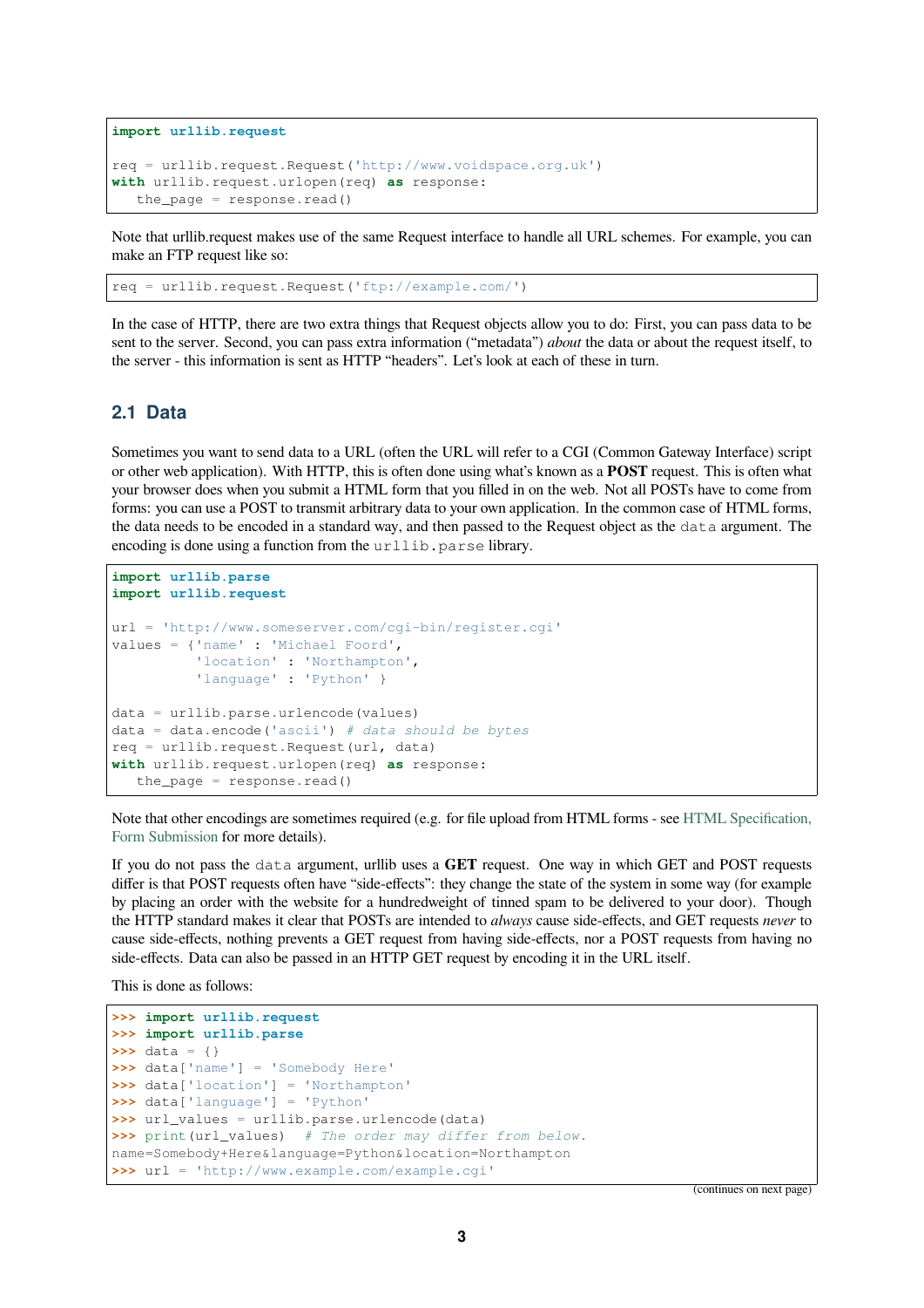```
import urllib.request

req = urllib.request.Request('http://www.voidspace.org.uk')
with urllib.request.urlopen(req) as response:
   the_page = response.read()
```

Note that urllib.request makes use of the same Request interface to handle all URL schemes. For example, you can make an FTP request like so:

```
req = urllib.request.Request('ftp://example.com/')
```

In the case of HTTP, there are two extra things that Request objects allow you to do: First, you can pass data to be sent to the server. Second, you can pass extra information ("metadata") *about* the data or about the request itself, to the server - this information is sent as HTTP "headers". Let's look at each of these in turn.

## 2.1 Data

Sometimes you want to send data to a URL (often the URL will refer to a CGI (Common Gateway Interface) script or other web application). With HTTP, this is often done using what's known as a **POST** request. This is often what your browser does when you submit a HTML form that you filled in on the web. Not all POSTs have to come from forms: you can use a POST to transmit arbitrary data to your own application. In the common case of HTML forms, the data needs to be encoded in a standard way, and then passed to the Request object as the `data` argument. The encoding is done using a function from the `urllib.parse` library.

```
import urllib.parse
import urllib.request

url = 'http://www.someserver.com/cgi-bin/register.cgi'
values = {'name' : 'Michael Foord',
          'location' : 'Northampton',
          'language' : 'Python' }

data = urllib.parse.urlencode(values)
data = data.encode('ascii') # data should be bytes
req = urllib.request.Request(url, data)
with urllib.request.urlopen(req) as response:
   the_page = response.read()
```

Note that other encodings are sometimes required (e.g. for file upload from HTML forms - see HTML Specification, Form Submission for more details).

If you do not pass the `data` argument, urllib uses a **GET** request. One way in which GET and POST requests differ is that POST requests often have "side-effects": they change the state of the system in some way (for example by placing an order with the website for a hundredweight of tinned spam to be delivered to your door). Though the HTTP standard makes it clear that POSTs are intended to *always* cause side-effects, and GET requests *never* to cause side-effects, nothing prevents a GET request from having side-effects, nor a POST requests from having no side-effects. Data can also be passed in an HTTP GET request by encoding it in the URL itself.

This is done as follows:

```
>>> import urllib.request
>>> import urllib.parse
>>> data = {}
>>> data['name'] = 'Somebody Here'
>>> data['location'] = 'Northampton'
>>> data['language'] = 'Python'
>>> url_values = urllib.parse.urlencode(data)
>>> print(url_values)  # The order may differ from below.
name=Somebody+Here&language=Python&location=Northampton
>>> url = 'http://www.example.com/example.cgi'
```

(continues on next page)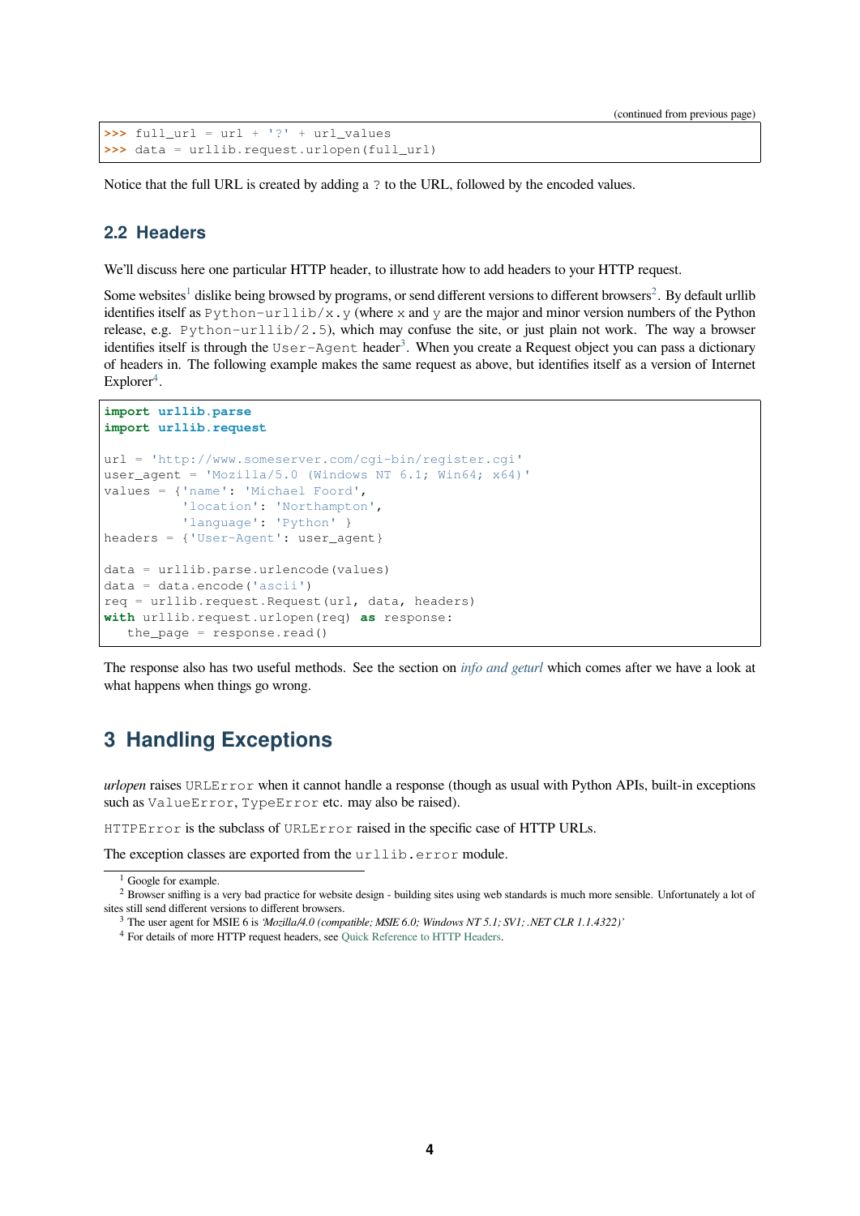(continued from previous page)

```
>>> full_url = url + '?' + url_values
>>> data = urllib.request.urlopen(full_url)
```

Notice that the full URL is created by adding a `?` to the URL, followed by the encoded values.

## 2.2 Headers

We'll discuss here one particular HTTP header, to illustrate how to add headers to your HTTP request.

Some websites[1] dislike being browsed by programs, or send different versions to different browsers[2]. By default urllib identifies itself as `Python-urllib/x.y` (where `x` and `y` are the major and minor version numbers of the Python release, e.g. `Python-urllib/2.5`), which may confuse the site, or just plain not work. The way a browser identifies itself is through the `User-Agent` header[3]. When you create a Request object you can pass a dictionary of headers in. The following example makes the same request as above, but identifies itself as a version of Internet Explorer[4].

```
import urllib.parse
import urllib.request

url = 'http://www.someserver.com/cgi-bin/register.cgi'
user_agent = 'Mozilla/5.0 (Windows NT 6.1; Win64; x64)'
values = {'name': 'Michael Foord',
          'location': 'Northampton',
          'language': 'Python' }
headers = {'User-Agent': user_agent}

data = urllib.parse.urlencode(values)
data = data.encode('ascii')
req = urllib.request.Request(url, data, headers)
with urllib.request.urlopen(req) as response:
   the_page = response.read()
```

The response also has two useful methods. See the section on *info and geturl* which comes after we have a look at what happens when things go wrong.

# 3 Handling Exceptions

*urlopen* raises `URLError` when it cannot handle a response (though as usual with Python APIs, built-in exceptions such as `ValueError`, `TypeError` etc. may also be raised).

`HTTPError` is the subclass of `URLError` raised in the specific case of HTTP URLs.

The exception classes are exported from the `urllib.error` module.

[1] Google for example.

[2] Browser sniffing is a very bad practice for website design - building sites using web standards is much more sensible. Unfortunately a lot of sites still send different versions to different browsers.

[3] The user agent for MSIE 6 is *'Mozilla/4.0 (compatible; MSIE 6.0; Windows NT 5.1; SV1; .NET CLR 1.1.4322)'*

[4] For details of more HTTP request headers, see Quick Reference to HTTP Headers.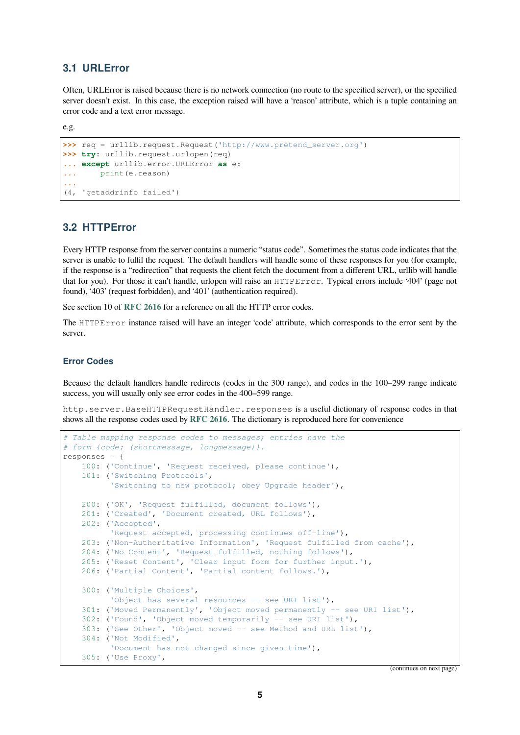### 3.1 URLError

Often, URLError is raised because there is no network connection (no route to the specified server), or the specified server doesn't exist. In this case, the exception raised will have a 'reason' attribute, which is a tuple containing an error code and a text error message.

e.g.

```
>>> req = urllib.request.Request('http://www.pretend_server.org')
>>> try: urllib.request.urlopen(req)
... except urllib.error.URLError as e:
...     print(e.reason)
...
(4, 'getaddrinfo failed')
```

### 3.2 HTTPError

Every HTTP response from the server contains a numeric "status code". Sometimes the status code indicates that the server is unable to fulfil the request. The default handlers will handle some of these responses for you (for example, if the response is a "redirection" that requests the client fetch the document from a different URL, urllib will handle that for you). For those it can't handle, urlopen will raise an `HTTPError`. Typical errors include '404' (page not found), '403' (request forbidden), and '401' (authentication required).

See section 10 of **RFC 2616** for a reference on all the HTTP error codes.

The `HTTPError` instance raised will have an integer 'code' attribute, which corresponds to the error sent by the server.

#### Error Codes

Because the default handlers handle redirects (codes in the 300 range), and codes in the 100–299 range indicate success, you will usually only see error codes in the 400–599 range.

`http.server.BaseHTTPRequestHandler.responses` is a useful dictionary of response codes in that shows all the response codes used by **RFC 2616**. The dictionary is reproduced here for convenience

```
# Table mapping response codes to messages; entries have the
# form {code: (shortmessage, longmessage)}.
responses = {
    100: ('Continue', 'Request received, please continue'),
    101: ('Switching Protocols',
          'Switching to new protocol; obey Upgrade header'),

    200: ('OK', 'Request fulfilled, document follows'),
    201: ('Created', 'Document created, URL follows'),
    202: ('Accepted',
          'Request accepted, processing continues off-line'),
    203: ('Non-Authoritative Information', 'Request fulfilled from cache'),
    204: ('No Content', 'Request fulfilled, nothing follows'),
    205: ('Reset Content', 'Clear input form for further input.'),
    206: ('Partial Content', 'Partial content follows.'),

    300: ('Multiple Choices',
          'Object has several resources -- see URI list'),
    301: ('Moved Permanently', 'Object moved permanently -- see URI list'),
    302: ('Found', 'Object moved temporarily -- see URI list'),
    303: ('See Other', 'Object moved -- see Method and URL list'),
    304: ('Not Modified',
          'Document has not changed since given time'),
    305: ('Use Proxy',
```

(continues on next page)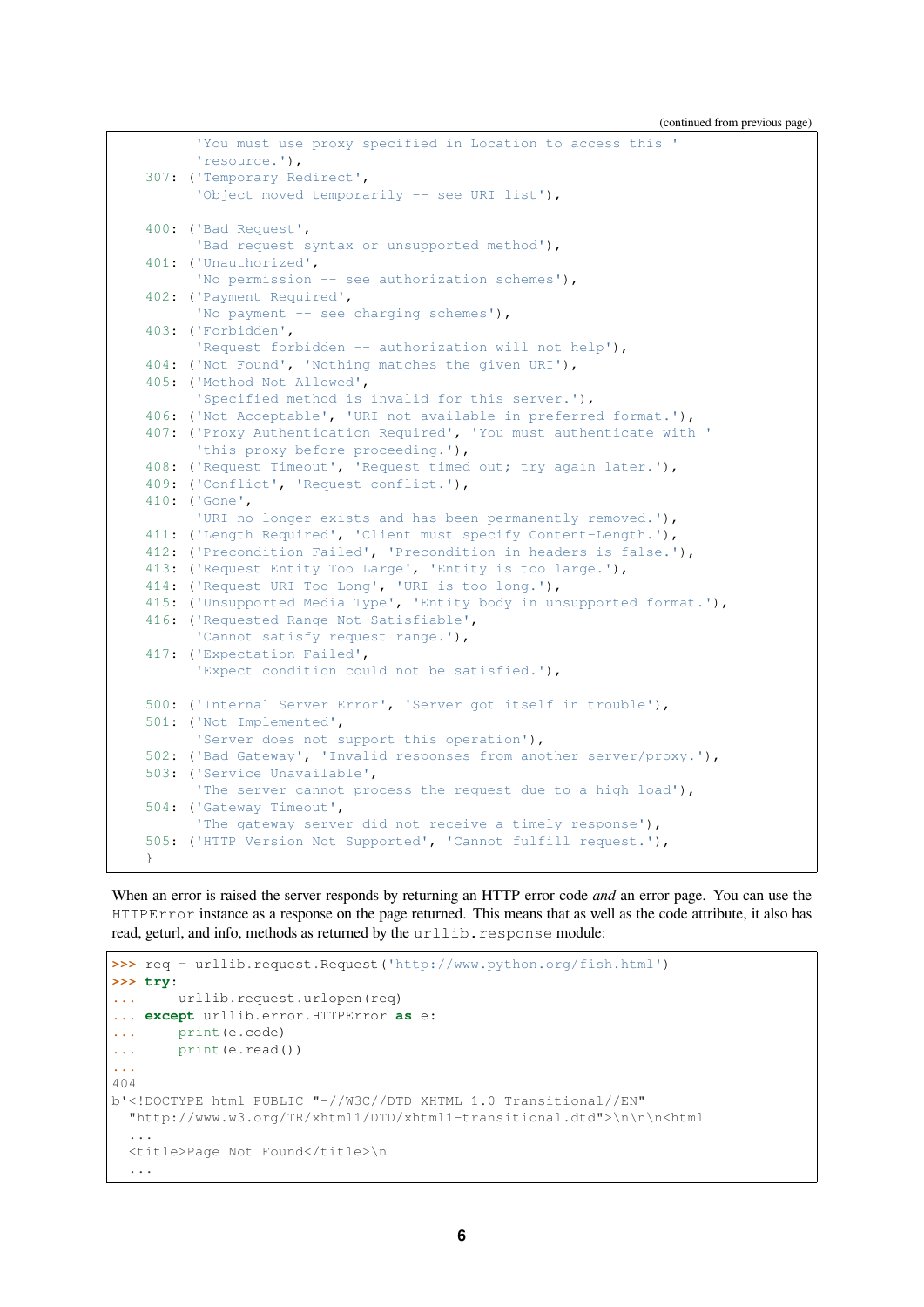(continued from previous page)

```
        'You must use proxy specified in Location to access this '
        'resource.'),
    307: ('Temporary Redirect',
        'Object moved temporarily -- see URI list'),

    400: ('Bad Request',
        'Bad request syntax or unsupported method'),
    401: ('Unauthorized',
        'No permission -- see authorization schemes'),
    402: ('Payment Required',
        'No payment -- see charging schemes'),
    403: ('Forbidden',
        'Request forbidden -- authorization will not help'),
    404: ('Not Found', 'Nothing matches the given URI'),
    405: ('Method Not Allowed',
        'Specified method is invalid for this server.'),
    406: ('Not Acceptable', 'URI not available in preferred format.'),
    407: ('Proxy Authentication Required', 'You must authenticate with '
        'this proxy before proceeding.'),
    408: ('Request Timeout', 'Request timed out; try again later.'),
    409: ('Conflict', 'Request conflict.'),
    410: ('Gone',
        'URI no longer exists and has been permanently removed.'),
    411: ('Length Required', 'Client must specify Content-Length.'),
    412: ('Precondition Failed', 'Precondition in headers is false.'),
    413: ('Request Entity Too Large', 'Entity is too large.'),
    414: ('Request-URI Too Long', 'URI is too long.'),
    415: ('Unsupported Media Type', 'Entity body in unsupported format.'),
    416: ('Requested Range Not Satisfiable',
        'Cannot satisfy request range.'),
    417: ('Expectation Failed',
        'Expect condition could not be satisfied.'),

    500: ('Internal Server Error', 'Server got itself in trouble'),
    501: ('Not Implemented',
        'Server does not support this operation'),
    502: ('Bad Gateway', 'Invalid responses from another server/proxy.'),
    503: ('Service Unavailable',
        'The server cannot process the request due to a high load'),
    504: ('Gateway Timeout',
        'The gateway server did not receive a timely response'),
    505: ('HTTP Version Not Supported', 'Cannot fulfill request.'),
    }
```

When an error is raised the server responds by returning an HTTP error code *and* an error page. You can use the `HTTPError` instance as a response on the page returned. This means that as well as the code attribute, it also has read, geturl, and info, methods as returned by the `urllib.response` module:

```
>>> req = urllib.request.Request('http://www.python.org/fish.html')
>>> try:
...     urllib.request.urlopen(req)
... except urllib.error.HTTPError as e:
...     print(e.code)
...     print(e.read())
...
404
b'<!DOCTYPE html PUBLIC "-//W3C//DTD XHTML 1.0 Transitional//EN"
  "http://www.w3.org/TR/xhtml1/DTD/xhtml1-transitional.dtd">\n\n\n<html
  ...
  <title>Page Not Found</title>\n
  ...
```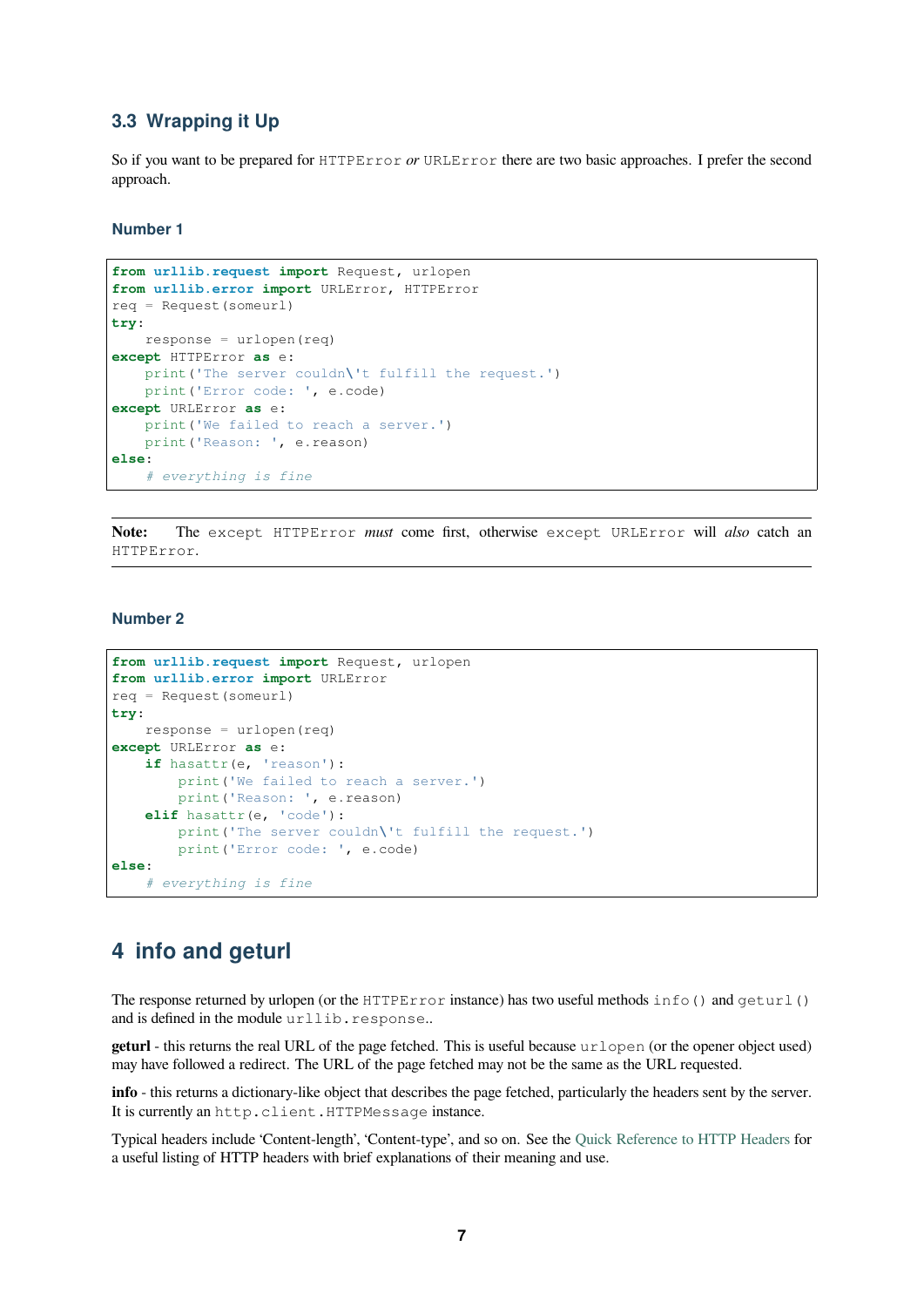### 3.3 Wrapping it Up

So if you want to be prepared for `HTTPError` *or* `URLError` there are two basic approaches. I prefer the second approach.

#### Number 1

```
from urllib.request import Request, urlopen
from urllib.error import URLError, HTTPError
req = Request(someurl)
try:
    response = urlopen(req)
except HTTPError as e:
    print('The server couldn\'t fulfill the request.')
    print('Error code: ', e.code)
except URLError as e:
    print('We failed to reach a server.')
    print('Reason: ', e.reason)
else:
    # everything is fine
```

**Note:** The `except HTTPError` *must* come first, otherwise `except URLError` will *also* catch an `HTTPError`.

#### Number 2

```
from urllib.request import Request, urlopen
from urllib.error import URLError
req = Request(someurl)
try:
    response = urlopen(req)
except URLError as e:
    if hasattr(e, 'reason'):
        print('We failed to reach a server.')
        print('Reason: ', e.reason)
    elif hasattr(e, 'code'):
        print('The server couldn\'t fulfill the request.')
        print('Error code: ', e.code)
else:
    # everything is fine
```

## 4 info and geturl

The response returned by urlopen (or the `HTTPError` instance) has two useful methods `info()` and `geturl()` and is defined in the module `urllib.response`..

**geturl** - this returns the real URL of the page fetched. This is useful because `urlopen` (or the opener object used) may have followed a redirect. The URL of the page fetched may not be the same as the URL requested.

**info** - this returns a dictionary-like object that describes the page fetched, particularly the headers sent by the server. It is currently an `http.client.HTTPMessage` instance.

Typical headers include 'Content-length', 'Content-type', and so on. See the Quick Reference to HTTP Headers for a useful listing of HTTP headers with brief explanations of their meaning and use.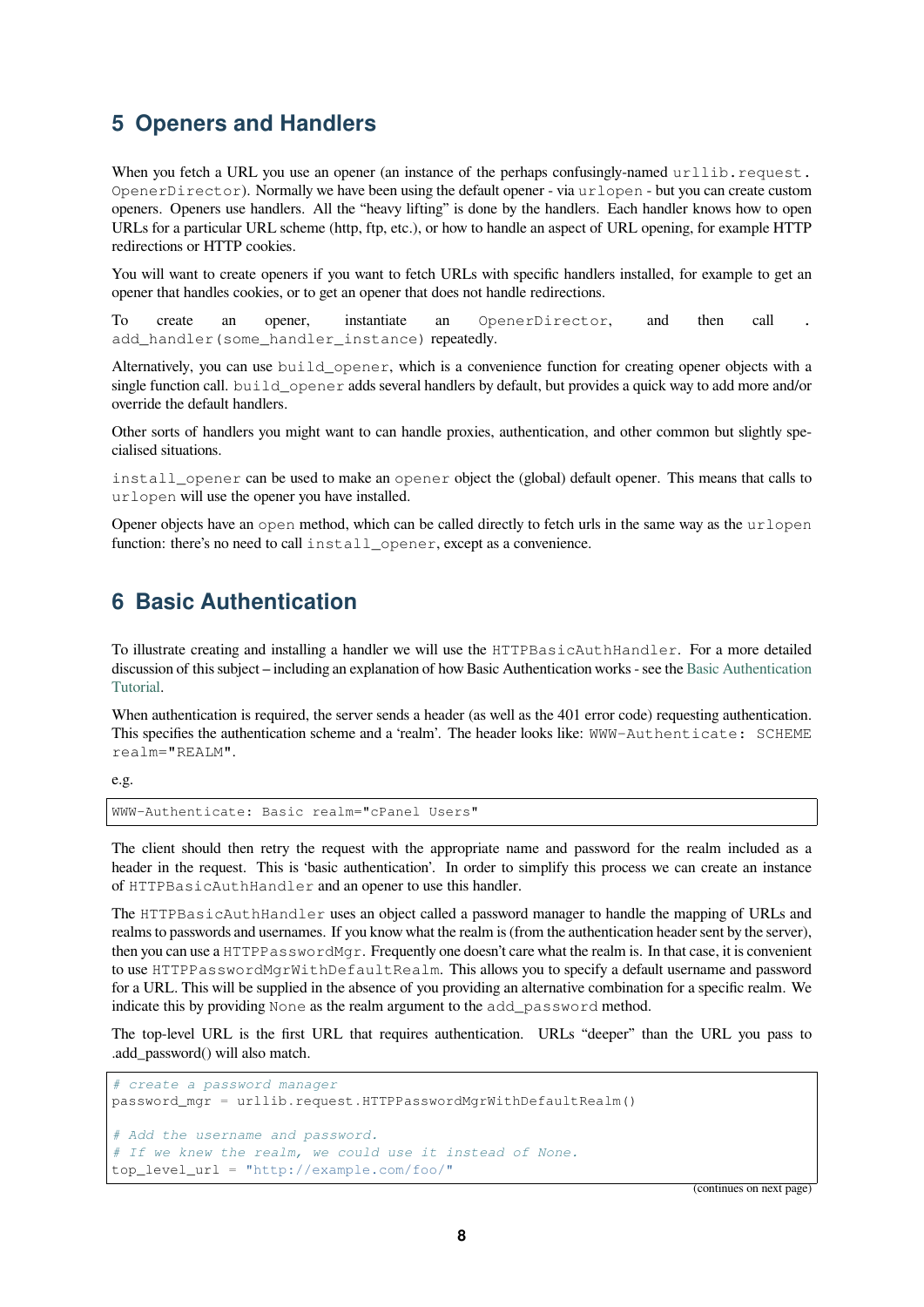## 5 Openers and Handlers

When you fetch a URL you use an opener (an instance of the perhaps confusingly-named `urllib.request.OpenerDirector`). Normally we have been using the default opener - via `urlopen` - but you can create custom openers. Openers use handlers. All the "heavy lifting" is done by the handlers. Each handler knows how to open URLs for a particular URL scheme (http, ftp, etc.), or how to handle an aspect of URL opening, for example HTTP redirections or HTTP cookies.

You will want to create openers if you want to fetch URLs with specific handlers installed, for example to get an opener that handles cookies, or to get an opener that does not handle redirections.

To create an opener, instantiate an `OpenerDirector`, and then call `.add_handler(some_handler_instance)` repeatedly.

Alternatively, you can use `build_opener`, which is a convenience function for creating opener objects with a single function call. `build_opener` adds several handlers by default, but provides a quick way to add more and/or override the default handlers.

Other sorts of handlers you might want to can handle proxies, authentication, and other common but slightly specialised situations.

`install_opener` can be used to make an `opener` object the (global) default opener. This means that calls to `urlopen` will use the opener you have installed.

Opener objects have an `open` method, which can be called directly to fetch urls in the same way as the `urlopen` function: there's no need to call `install_opener`, except as a convenience.

## 6 Basic Authentication

To illustrate creating and installing a handler we will use the `HTTPBasicAuthHandler`. For a more detailed discussion of this subject – including an explanation of how Basic Authentication works - see the Basic Authentication Tutorial.

When authentication is required, the server sends a header (as well as the 401 error code) requesting authentication. This specifies the authentication scheme and a 'realm'. The header looks like: `WWW-Authenticate: SCHEME realm="REALM"`.

e.g.

```
WWW-Authenticate: Basic realm="cPanel Users"
```

The client should then retry the request with the appropriate name and password for the realm included as a header in the request. This is 'basic authentication'. In order to simplify this process we can create an instance of `HTTPBasicAuthHandler` and an opener to use this handler.

The `HTTPBasicAuthHandler` uses an object called a password manager to handle the mapping of URLs and realms to passwords and usernames. If you know what the realm is (from the authentication header sent by the server), then you can use a `HTTPPasswordMgr`. Frequently one doesn't care what the realm is. In that case, it is convenient to use `HTTPPasswordMgrWithDefaultRealm`. This allows you to specify a default username and password for a URL. This will be supplied in the absence of you providing an alternative combination for a specific realm. We indicate this by providing `None` as the realm argument to the `add_password` method.

The top-level URL is the first URL that requires authentication. URLs "deeper" than the URL you pass to .add_password() will also match.

```
# create a password manager
password_mgr = urllib.request.HTTPPasswordMgrWithDefaultRealm()

# Add the username and password.
# If we knew the realm, we could use it instead of None.
top_level_url = "http://example.com/foo/"
```

(continues on next page)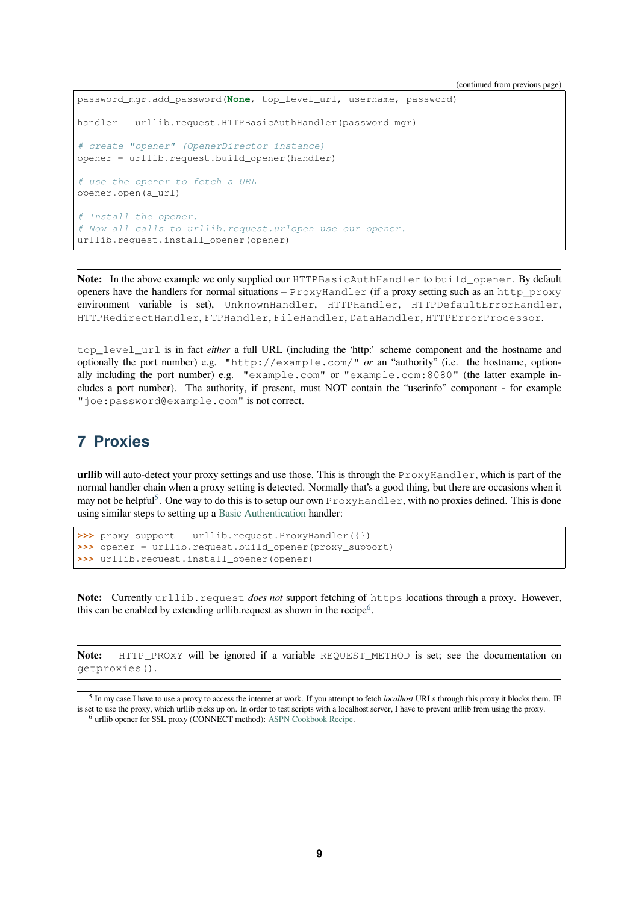```
password_mgr.add_password(None, top_level_url, username, password)

handler = urllib.request.HTTPBasicAuthHandler(password_mgr)

# create "opener" (OpenerDirector instance)
opener = urllib.request.build_opener(handler)

# use the opener to fetch a URL
opener.open(a_url)

# Install the opener.
# Now all calls to urllib.request.urlopen use our opener.
urllib.request.install_opener(opener)
```

**Note:** In the above example we only supplied our `HTTPBasicAuthHandler` to `build_opener`. By default openers have the handlers for normal situations – `ProxyHandler` (if a proxy setting such as an `http_proxy` environment variable is set), `UnknownHandler`, `HTTPHandler`, `HTTPDefaultErrorHandler`, `HTTPRedirectHandler`, `FTPHandler`, `FileHandler`, `DataHandler`, `HTTPErrorProcessor`.

`top_level_url` is in fact *either* a full URL (including the 'http:' scheme component and the hostname and optionally the port number) e.g. `"http://example.com/"` *or* an "authority" (i.e. the hostname, optionally including the port number) e.g. `"example.com"` or `"example.com:8080"` (the latter example includes a port number). The authority, if present, must NOT contain the "userinfo" component - for example `"joe:password@example.com"` is not correct.

# 7 Proxies

**urllib** will auto-detect your proxy settings and use those. This is through the `ProxyHandler`, which is part of the normal handler chain when a proxy setting is detected. Normally that's a good thing, but there are occasions when it may not be helpful[5]. One way to do this is to setup our own `ProxyHandler`, with no proxies defined. This is done using similar steps to setting up a Basic Authentication handler:

```
>>> proxy_support = urllib.request.ProxyHandler({})
>>> opener = urllib.request.build_opener(proxy_support)
>>> urllib.request.install_opener(opener)
```

**Note:** Currently `urllib.request` *does not* support fetching of `https` locations through a proxy. However, this can be enabled by extending urllib.request as shown in the recipe[6].

**Note:** `HTTP_PROXY` will be ignored if a variable `REQUEST_METHOD` is set; see the documentation on `getproxies()`.

---

[5] In my case I have to use a proxy to access the internet at work. If you attempt to fetch *localhost* URLs through this proxy it blocks them. IE is set to use the proxy, which urllib picks up on. In order to test scripts with a localhost server, I have to prevent urllib from using the proxy.

[6] urllib opener for SSL proxy (CONNECT method): ASPN Cookbook Recipe.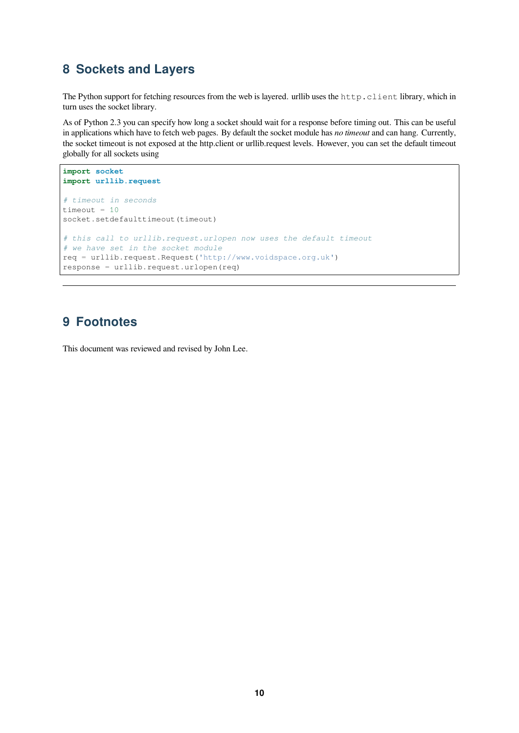## 8 Sockets and Layers

The Python support for fetching resources from the web is layered. urllib uses the `http.client` library, which in turn uses the socket library.

As of Python 2.3 you can specify how long a socket should wait for a response before timing out. This can be useful in applications which have to fetch web pages. By default the socket module has *no timeout* and can hang. Currently, the socket timeout is not exposed at the http.client or urllib.request levels. However, you can set the default timeout globally for all sockets using

```
import socket
import urllib.request

# timeout in seconds
timeout = 10
socket.setdefaulttimeout(timeout)

# this call to urllib.request.urlopen now uses the default timeout
# we have set in the socket module
req = urllib.request.Request('http://www.voidspace.org.uk')
response = urllib.request.urlopen(req)
```

---

## 9 Footnotes

This document was reviewed and revised by John Lee.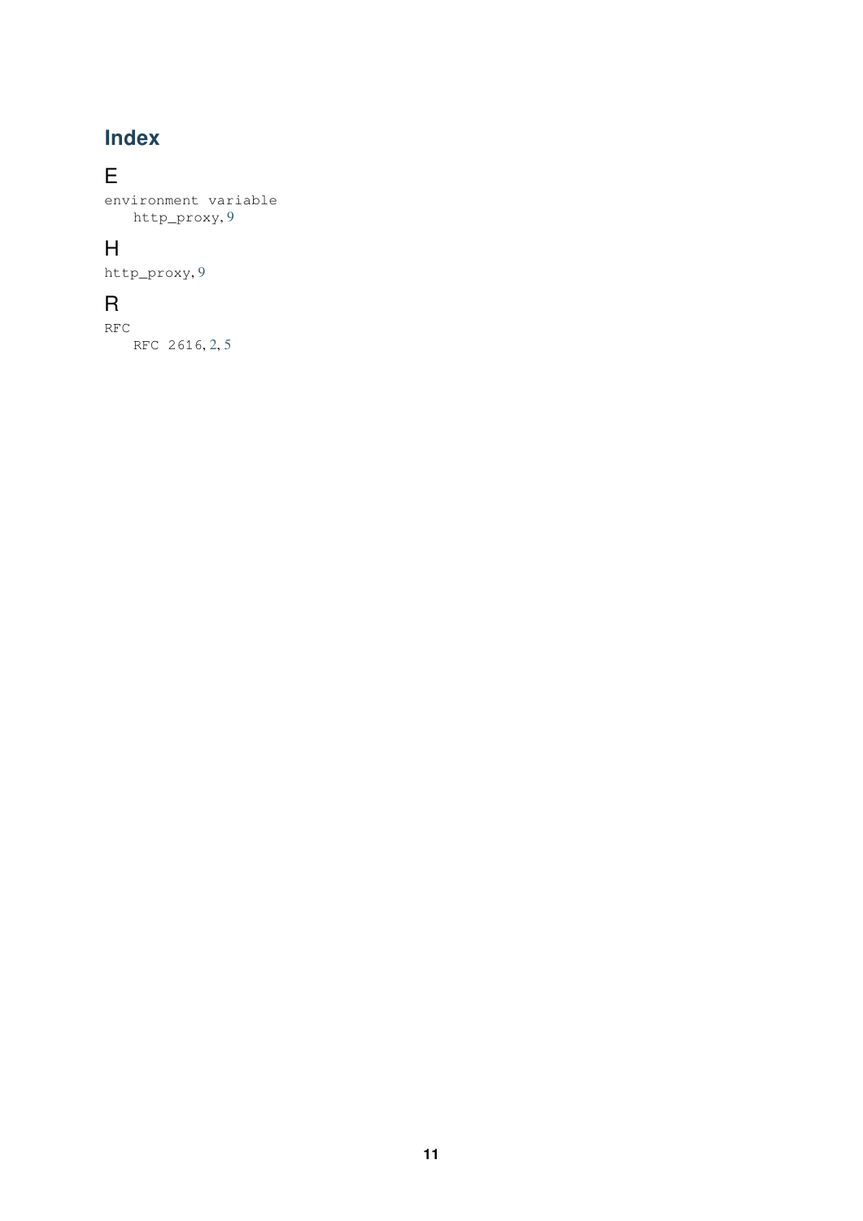# Index

## E

environment variable
    http_proxy, 9

## H

http_proxy, 9

## R

RFC
    RFC 2616, 2, 5